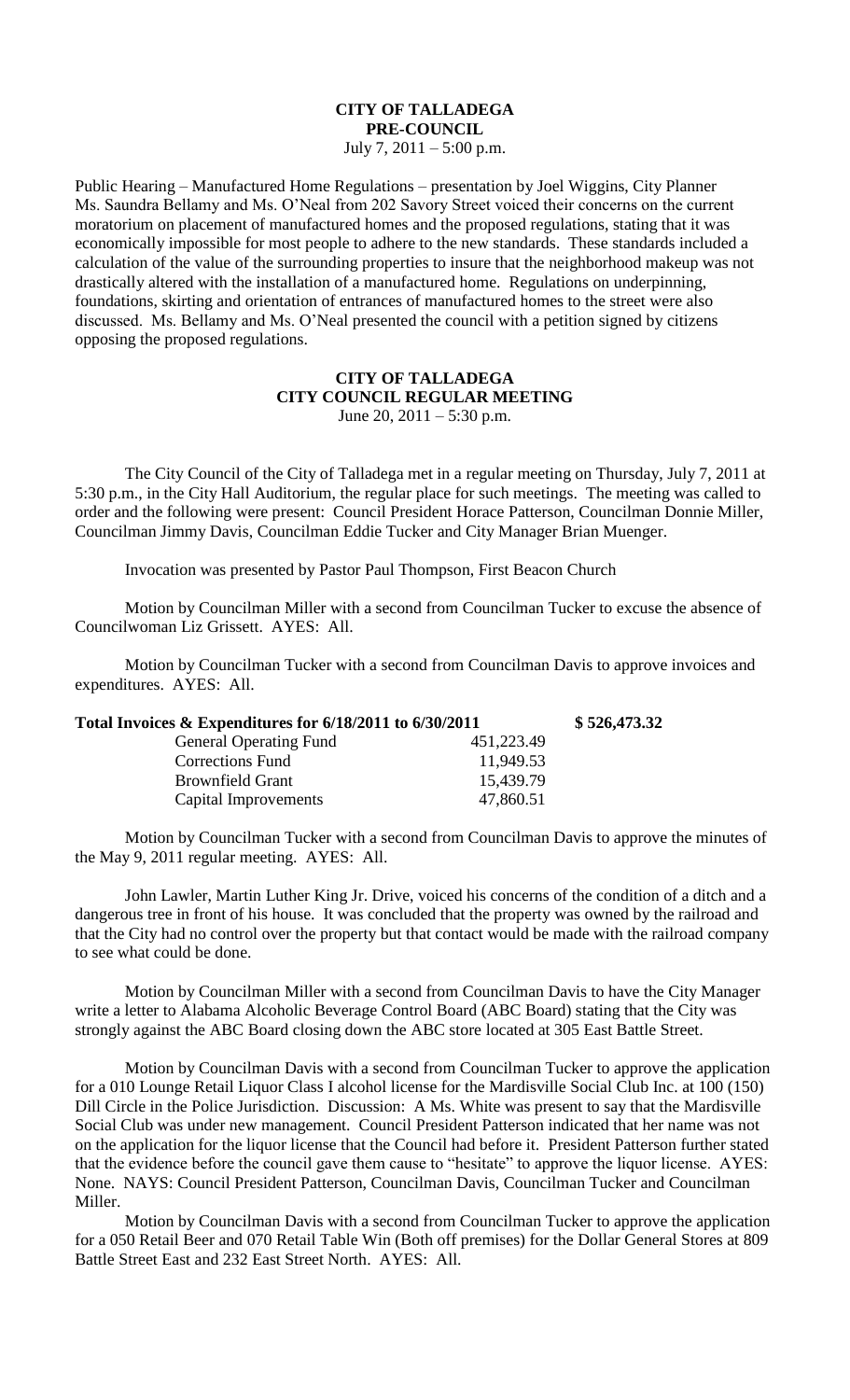# CITY OF TALLADEGA
## PRE-COUNCIL
July 7, 2011 – 5:00 p.m.

Public Hearing – Manufactured Home Regulations – presentation by Joel Wiggins, City Planner
Ms. Saundra Bellamy and Ms. O'Neal from 202 Savory Street voiced their concerns on the current moratorium on placement of manufactured homes and the proposed regulations, stating that it was economically impossible for most people to adhere to the new standards. These standards included a calculation of the value of the surrounding properties to insure that the neighborhood makeup was not drastically altered with the installation of a manufactured home. Regulations on underpinning, foundations, skirting and orientation of entrances of manufactured homes to the street were also discussed. Ms. Bellamy and Ms. O'Neal presented the council with a petition signed by citizens opposing the proposed regulations.

# CITY OF TALLADEGA
## CITY COUNCIL REGULAR MEETING
June 20, 2011 – 5:30 p.m.

The City Council of the City of Talladega met in a regular meeting on Thursday, July 7, 2011 at 5:30 p.m., in the City Hall Auditorium, the regular place for such meetings. The meeting was called to order and the following were present: Council President Horace Patterson, Councilman Donnie Miller, Councilman Jimmy Davis, Councilman Eddie Tucker and City Manager Brian Muenger.

Invocation was presented by Pastor Paul Thompson, First Beacon Church

Motion by Councilman Miller with a second from Councilman Tucker to excuse the absence of Councilwoman Liz Grissett. AYES: All.

Motion by Councilman Tucker with a second from Councilman Davis to approve invoices and expenditures. AYES: All.

| **Total Invoices & Expenditures for 6/18/2011 to 6/30/2011** | | **$ 526,473.32** |
|---|---|---|
| General Operating Fund | 451,223.49 | |
| Corrections Fund | 11,949.53 | |
| Brownfield Grant | 15,439.79 | |
| Capital Improvements | 47,860.51 | |

Motion by Councilman Tucker with a second from Councilman Davis to approve the minutes of the May 9, 2011 regular meeting. AYES: All.

John Lawler, Martin Luther King Jr. Drive, voiced his concerns of the condition of a ditch and a dangerous tree in front of his house. It was concluded that the property was owned by the railroad and that the City had no control over the property but that contact would be made with the railroad company to see what could be done.

Motion by Councilman Miller with a second from Councilman Davis to have the City Manager write a letter to Alabama Alcoholic Beverage Control Board (ABC Board) stating that the City was strongly against the ABC Board closing down the ABC store located at 305 East Battle Street.

Motion by Councilman Davis with a second from Councilman Tucker to approve the application for a 010 Lounge Retail Liquor Class I alcohol license for the Mardisville Social Club Inc. at 100 (150) Dill Circle in the Police Jurisdiction. Discussion: A Ms. White was present to say that the Mardisville Social Club was under new management. Council President Patterson indicated that her name was not on the application for the liquor license that the Council had before it. President Patterson further stated that the evidence before the council gave them cause to "hesitate" to approve the liquor license. AYES: None. NAYS: Council President Patterson, Councilman Davis, Councilman Tucker and Councilman Miller.

Motion by Councilman Davis with a second from Councilman Tucker to approve the application for a 050 Retail Beer and 070 Retail Table Win (Both off premises) for the Dollar General Stores at 809 Battle Street East and 232 East Street North. AYES: All.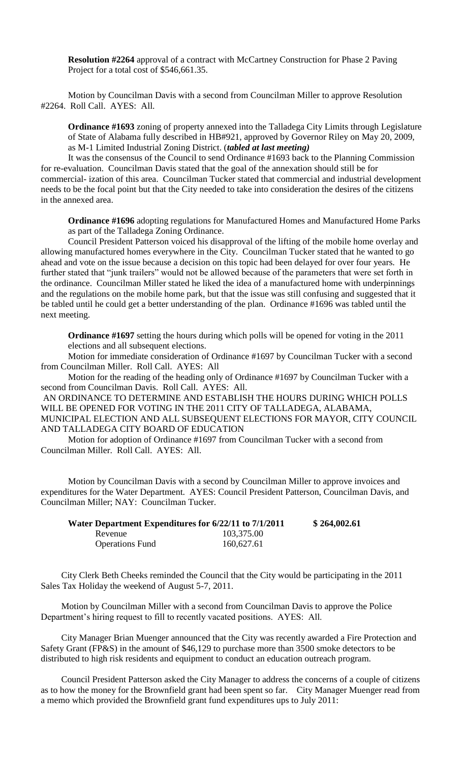**Resolution #2264** approval of a contract with McCartney Construction for Phase 2 Paving Project for a total cost of $546,661.35.

Motion by Councilman Davis with a second from Councilman Miller to approve Resolution #2264. Roll Call. AYES: All.

**Ordinance #1693** zoning of property annexed into the Talladega City Limits through Legislature of State of Alabama fully described in HB#921, approved by Governor Riley on May 20, 2009, as M-1 Limited Industrial Zoning District. (***tabled at last meeting)***

It was the consensus of the Council to send Ordinance #1693 back to the Planning Commission for re-evaluation. Councilman Davis stated that the goal of the annexation should still be for commercial- ization of this area. Councilman Tucker stated that commercial and industrial development needs to be the focal point but that the City needed to take into consideration the desires of the citizens in the annexed area.

**Ordinance #1696** adopting regulations for Manufactured Homes and Manufactured Home Parks as part of the Talladega Zoning Ordinance.

Council President Patterson voiced his disapproval of the lifting of the mobile home overlay and allowing manufactured homes everywhere in the City. Councilman Tucker stated that he wanted to go ahead and vote on the issue because a decision on this topic had been delayed for over four years. He further stated that "junk trailers" would not be allowed because of the parameters that were set forth in the ordinance. Councilman Miller stated he liked the idea of a manufactured home with underpinnings and the regulations on the mobile home park, but that the issue was still confusing and suggested that it be tabled until he could get a better understanding of the plan. Ordinance #1696 was tabled until the next meeting.

**Ordinance #1697** setting the hours during which polls will be opened for voting in the 2011 elections and all subsequent elections.

Motion for immediate consideration of Ordinance #1697 by Councilman Tucker with a second from Councilman Miller. Roll Call. AYES: All

Motion for the reading of the heading only of Ordinance #1697 by Councilman Tucker with a second from Councilman Davis. Roll Call. AYES: All.

AN ORDINANCE TO DETERMINE AND ESTABLISH THE HOURS DURING WHICH POLLS WILL BE OPENED FOR VOTING IN THE 2011 CITY OF TALLADEGA, ALABAMA, MUNICIPAL ELECTION AND ALL SUBSEQUENT ELECTIONS FOR MAYOR, CITY COUNCIL AND TALLADEGA CITY BOARD OF EDUCATION

Motion for adoption of Ordinance #1697 from Councilman Tucker with a second from Councilman Miller. Roll Call. AYES: All.

Motion by Councilman Davis with a second by Councilman Miller to approve invoices and expenditures for the Water Department. AYES: Council President Patterson, Councilman Davis, and Councilman Miller; NAY: Councilman Tucker.

| **Water Department Expenditures for 6/22/11 to 7/1/2011** | | **$ 264,002.61** |
|---|---|---|
| Revenue | 103,375.00 | |
| Operations Fund | 160,627.61 | |

City Clerk Beth Cheeks reminded the Council that the City would be participating in the 2011 Sales Tax Holiday the weekend of August 5-7, 2011.

Motion by Councilman Miller with a second from Councilman Davis to approve the Police Department's hiring request to fill to recently vacated positions. AYES: All.

City Manager Brian Muenger announced that the City was recently awarded a Fire Protection and Safety Grant (FP&S) in the amount of $46,129 to purchase more than 3500 smoke detectors to be distributed to high risk residents and equipment to conduct an education outreach program.

Council President Patterson asked the City Manager to address the concerns of a couple of citizens as to how the money for the Brownfield grant had been spent so far. City Manager Muenger read from a memo which provided the Brownfield grant fund expenditures ups to July 2011: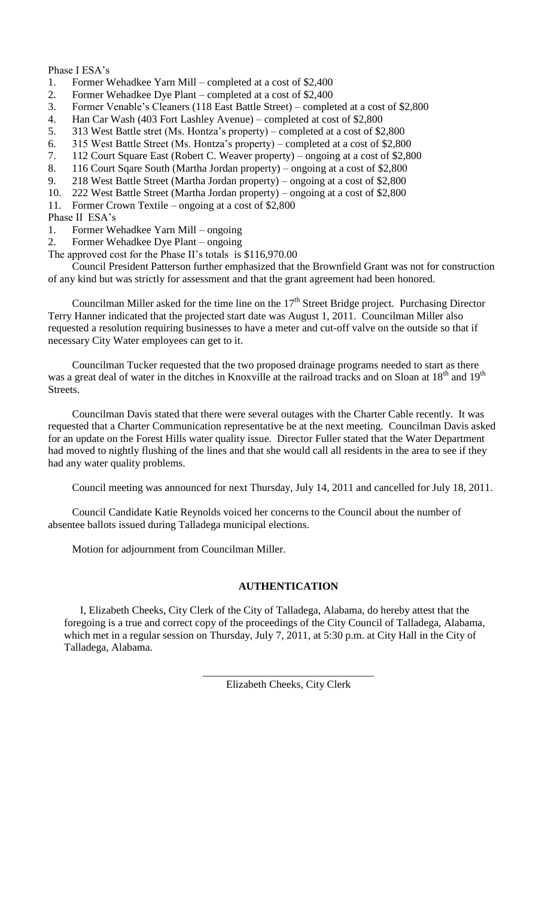Phase I ESA's

1. Former Wehadkee Yarn Mill – completed at a cost of $2,400
2. Former Wehadkee Dye Plant – completed at a cost of $2,400
3. Former Venable's Cleaners (118 East Battle Street) – completed at a cost of $2,800
4. Han Car Wash (403 Fort Lashley Avenue) – completed at cost of $2,800
5. 313 West Battle stret (Ms. Hontza's property) – completed at a cost of $2,800
6. 315 West Battle Street (Ms. Hontza's property) – completed at a cost of $2,800
7. 112 Court Square East (Robert C. Weaver property) – ongoing at a cost of $2,800
8. 116 Court Sqare South (Martha Jordan property) – ongoing at a cost of $2,800
9. 218 West Battle Street (Martha Jordan property) – ongoing at a cost of $2,800
10. 222 West Battle Street (Martha Jordan property) – ongoing at a cost of $2,800
11. Former Crown Textile – ongoing at a cost of $2,800

Phase II ESA's

1. Former Wehadkee Yarn Mill – ongoing
2. Former Wehadkee Dye Plant – ongoing

The approved cost for the Phase II's totals is $116,970.00

Council President Patterson further emphasized that the Brownfield Grant was not for construction of any kind but was strictly for assessment and that the grant agreement had been honored.

Councilman Miller asked for the time line on the 17th Street Bridge project. Purchasing Director Terry Hanner indicated that the projected start date was August 1, 2011. Councilman Miller also requested a resolution requiring businesses to have a meter and cut-off valve on the outside so that if necessary City Water employees can get to it.

Councilman Tucker requested that the two proposed drainage programs needed to start as there was a great deal of water in the ditches in Knoxville at the railroad tracks and on Sloan at 18th and 19th Streets.

Councilman Davis stated that there were several outages with the Charter Cable recently. It was requested that a Charter Communication representative be at the next meeting. Councilman Davis asked for an update on the Forest Hills water quality issue. Director Fuller stated that the Water Department had moved to nightly flushing of the lines and that she would call all residents in the area to see if they had any water quality problems.

Council meeting was announced for next Thursday, July 14, 2011 and cancelled for July 18, 2011.

Council Candidate Katie Reynolds voiced her concerns to the Council about the number of absentee ballots issued during Talladega municipal elections.

Motion for adjournment from Councilman Miller.

**AUTHENTICATION**

I, Elizabeth Cheeks, City Clerk of the City of Talladega, Alabama, do hereby attest that the foregoing is a true and correct copy of the proceedings of the City Council of Talladega, Alabama, which met in a regular session on Thursday, July 7, 2011, at 5:30 p.m. at City Hall in the City of Talladega, Alabama.

\_\_\_\_\_\_\_\_\_\_\_\_\_\_\_\_\_\_\_\_\_\_\_\_\_\_\_\_\_\_\_\_

Elizabeth Cheeks, City Clerk